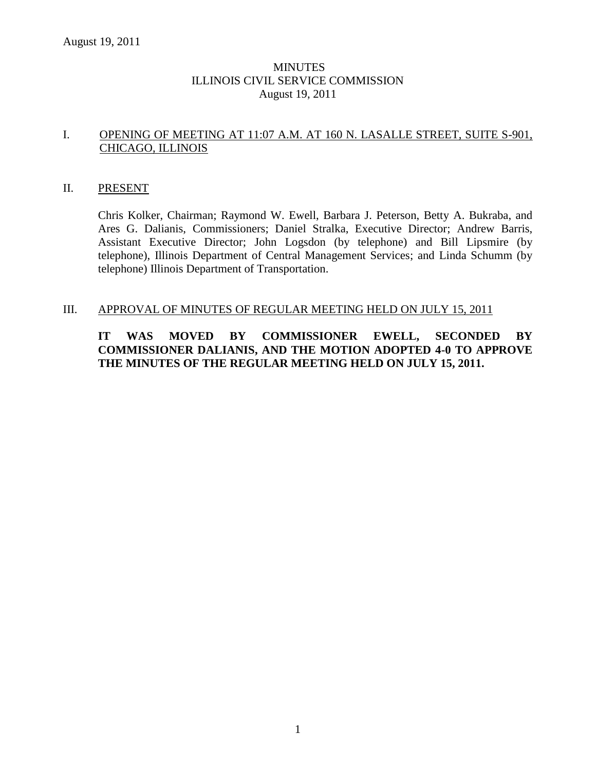# MINUTES
# ILLINOIS CIVIL SERVICE COMMISSION
# August 19, 2011

## I. OPENING OF MEETING AT 11:07 A.M. AT 160 N. LASALLE STREET, SUITE S-901, CHICAGO, ILLINOIS

## II. PRESENT

Chris Kolker, Chairman; Raymond W. Ewell, Barbara J. Peterson, Betty A. Bukraba, and Ares G. Dalianis, Commissioners; Daniel Stralka, Executive Director; Andrew Barris, Assistant Executive Director; John Logsdon (by telephone) and Bill Lipsmire (by telephone), Illinois Department of Central Management Services; and Linda Schumm (by telephone) Illinois Department of Transportation.

## III. APPROVAL OF MINUTES OF REGULAR MEETING HELD ON JULY 15, 2011

**IT WAS MOVED BY COMMISSIONER EWELL, SECONDED BY COMMISSIONER DALIANIS, AND THE MOTION ADOPTED 4-0 TO APPROVE THE MINUTES OF THE REGULAR MEETING HELD ON JULY 15, 2011.**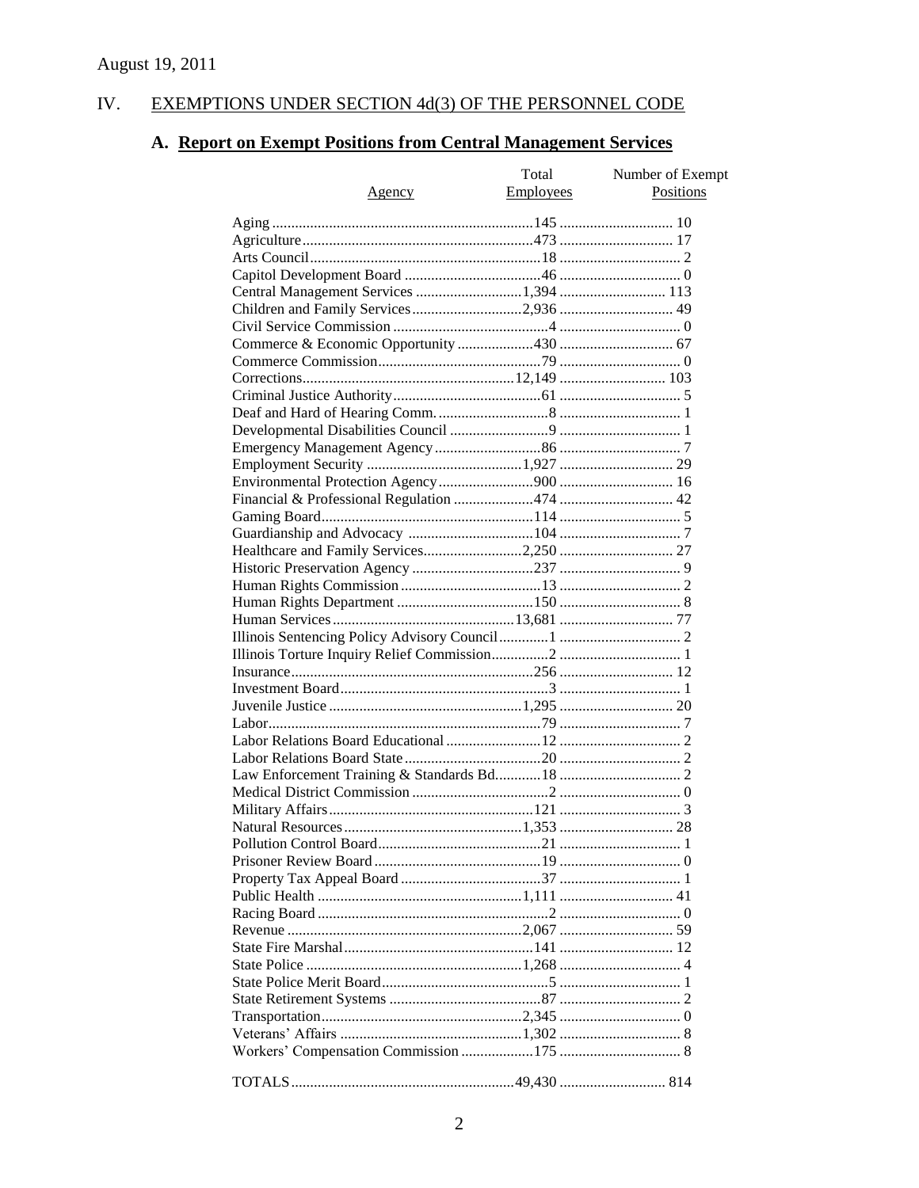August 19, 2011

## IV. EXEMPTIONS UNDER SECTION 4d(3) OF THE PERSONNEL CODE

### A. Report on Exempt Positions from Central Management Services

| Agency | Total Employees | Number of Exempt Positions |
|---|---|---|
| Aging | 145 | 10 |
| Agriculture | 473 | 17 |
| Arts Council | 18 | 2 |
| Capitol Development Board | 46 | 0 |
| Central Management Services | 1,394 | 113 |
| Children and Family Services | 2,936 | 49 |
| Civil Service Commission | 4 | 0 |
| Commerce & Economic Opportunity | 430 | 67 |
| Commerce Commission | 79 | 0 |
| Corrections | 12,149 | 103 |
| Criminal Justice Authority | 61 | 5 |
| Deaf and Hard of Hearing Comm. | 8 | 1 |
| Developmental Disabilities Council | 9 | 1 |
| Emergency Management Agency | 86 | 7 |
| Employment Security | 1,927 | 29 |
| Environmental Protection Agency | 900 | 16 |
| Financial & Professional Regulation | 474 | 42 |
| Gaming Board | 114 | 5 |
| Guardianship and Advocacy | 104 | 7 |
| Healthcare and Family Services | 2,250 | 27 |
| Historic Preservation Agency | 237 | 9 |
| Human Rights Commission | 13 | 2 |
| Human Rights Department | 150 | 8 |
| Human Services | 13,681 | 77 |
| Illinois Sentencing Policy Advisory Council | 1 | 2 |
| Illinois Torture Inquiry Relief Commission | 2 | 1 |
| Insurance | 256 | 12 |
| Investment Board | 3 | 1 |
| Juvenile Justice | 1,295 | 20 |
| Labor | 79 | 7 |
| Labor Relations Board Educational | 12 | 2 |
| Labor Relations Board State | 20 | 2 |
| Law Enforcement Training & Standards Bd. | 18 | 2 |
| Medical District Commission | 2 | 0 |
| Military Affairs | 121 | 3 |
| Natural Resources | 1,353 | 28 |
| Pollution Control Board | 21 | 1 |
| Prisoner Review Board | 19 | 0 |
| Property Tax Appeal Board | 37 | 1 |
| Public Health | 1,111 | 41 |
| Racing Board | 2 | 0 |
| Revenue | 2,067 | 59 |
| State Fire Marshal | 141 | 12 |
| State Police | 1,268 | 4 |
| State Police Merit Board | 5 | 1 |
| State Retirement Systems | 87 | 2 |
| Transportation | 2,345 | 0 |
| Veterans' Affairs | 1,302 | 8 |
| Workers' Compensation Commission | 175 | 8 |
| TOTALS | 49,430 | 814 |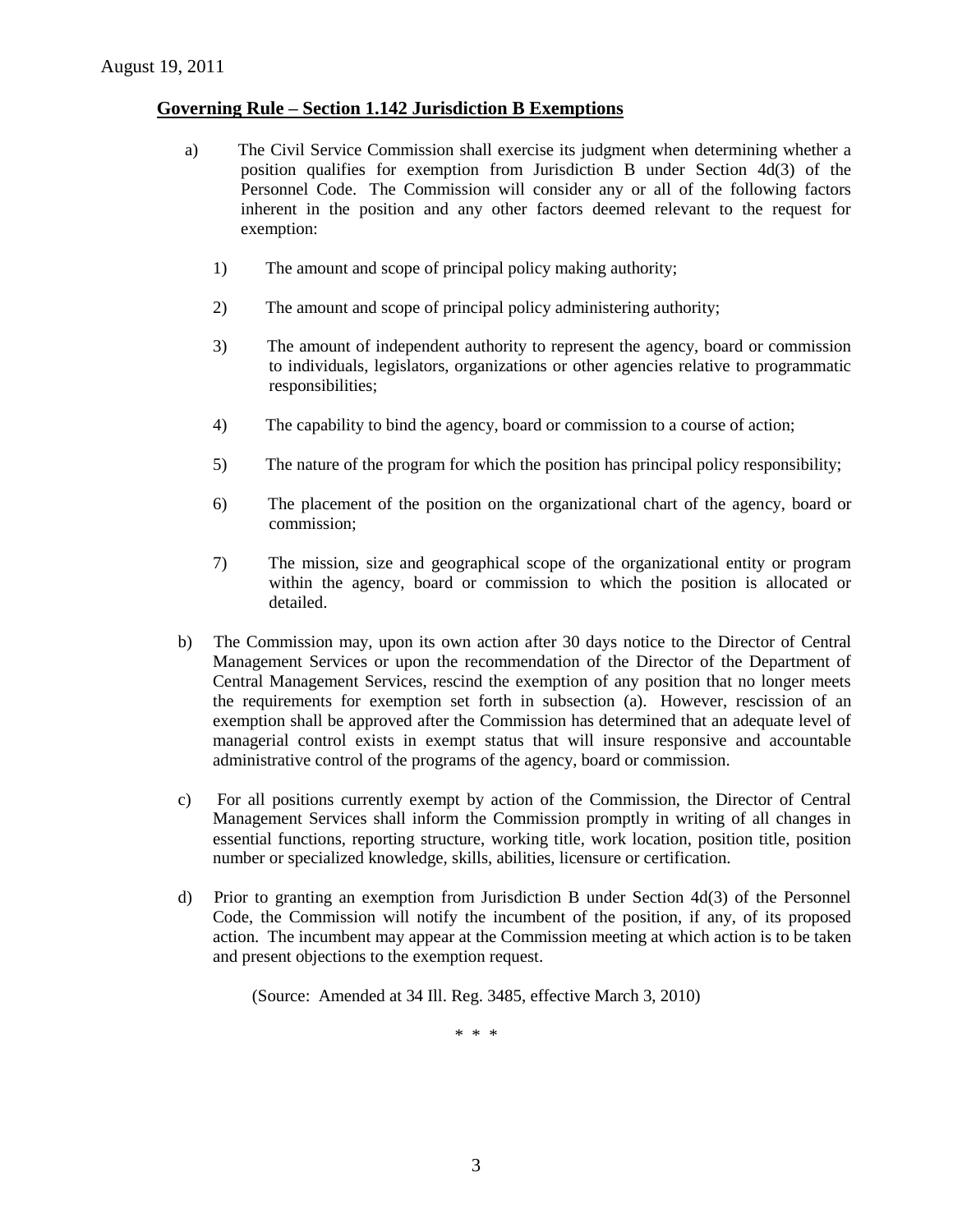August 19, 2011

## Governing Rule – Section 1.142 Jurisdiction B Exemptions

a) The Civil Service Commission shall exercise its judgment when determining whether a position qualifies for exemption from Jurisdiction B under Section 4d(3) of the Personnel Code. The Commission will consider any or all of the following factors inherent in the position and any other factors deemed relevant to the request for exemption:

1) The amount and scope of principal policy making authority;

2) The amount and scope of principal policy administering authority;

3) The amount of independent authority to represent the agency, board or commission to individuals, legislators, organizations or other agencies relative to programmatic responsibilities;

4) The capability to bind the agency, board or commission to a course of action;

5) The nature of the program for which the position has principal policy responsibility;

6) The placement of the position on the organizational chart of the agency, board or commission;

7) The mission, size and geographical scope of the organizational entity or program within the agency, board or commission to which the position is allocated or detailed.

b) The Commission may, upon its own action after 30 days notice to the Director of Central Management Services or upon the recommendation of the Director of the Department of Central Management Services, rescind the exemption of any position that no longer meets the requirements for exemption set forth in subsection (a). However, rescission of an exemption shall be approved after the Commission has determined that an adequate level of managerial control exists in exempt status that will insure responsive and accountable administrative control of the programs of the agency, board or commission.

c) For all positions currently exempt by action of the Commission, the Director of Central Management Services shall inform the Commission promptly in writing of all changes in essential functions, reporting structure, working title, work location, position title, position number or specialized knowledge, skills, abilities, licensure or certification.

d) Prior to granting an exemption from Jurisdiction B under Section 4d(3) of the Personnel Code, the Commission will notify the incumbent of the position, if any, of its proposed action. The incumbent may appear at the Commission meeting at which action is to be taken and present objections to the exemption request.

(Source: Amended at 34 Ill. Reg. 3485, effective March 3, 2010)

\* \* \*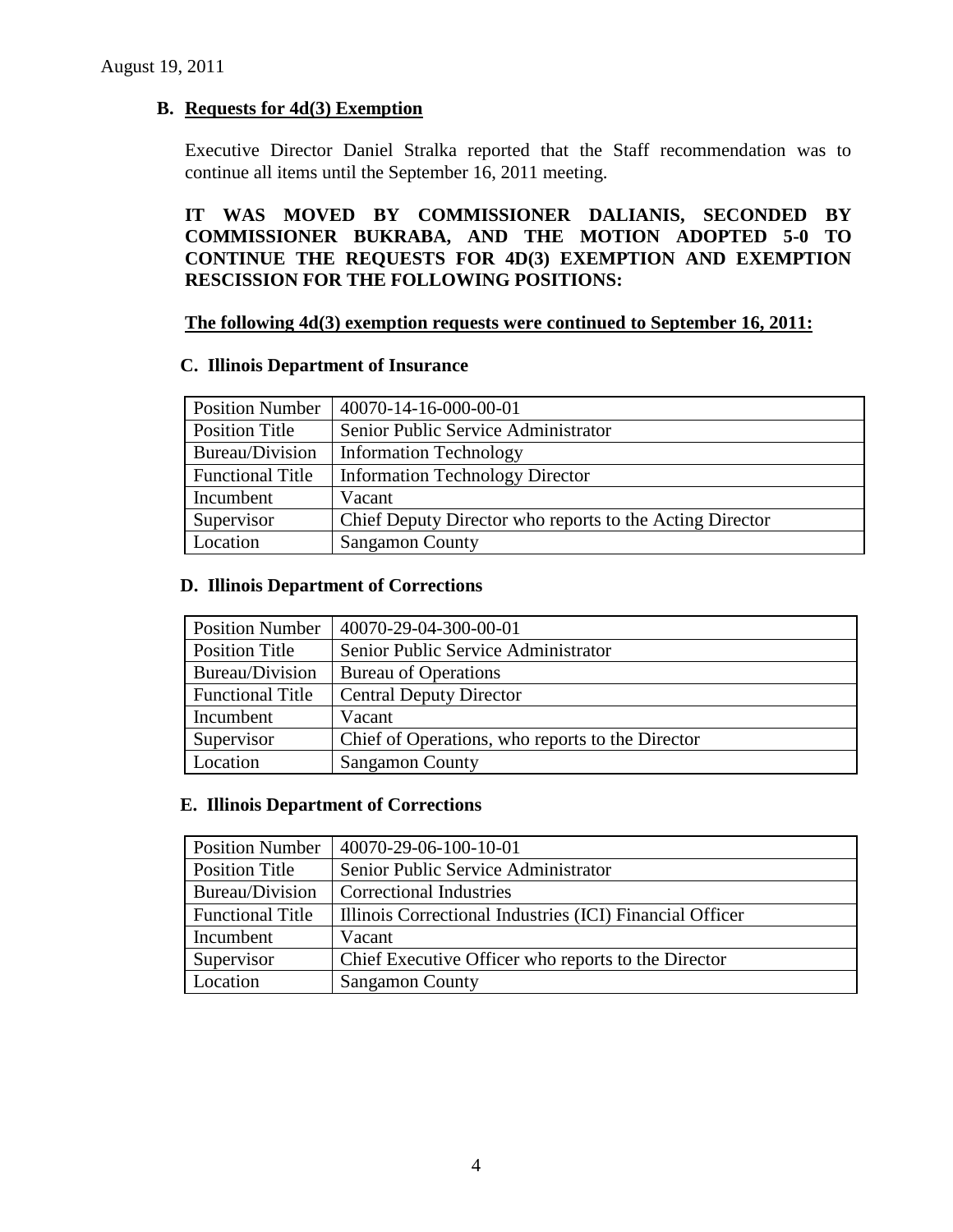August 19, 2011

## B. Requests for 4d(3) Exemption

Executive Director Daniel Stralka reported that the Staff recommendation was to continue all items until the September 16, 2011 meeting.

**IT WAS MOVED BY COMMISSIONER DALIANIS, SECONDED BY COMMISSIONER BUKRABA, AND THE MOTION ADOPTED 5-0 TO CONTINUE THE REQUESTS FOR 4D(3) EXEMPTION AND EXEMPTION RESCISSION FOR THE FOLLOWING POSITIONS:**

**The following 4d(3) exemption requests were continued to September 16, 2011:**

### C. Illinois Department of Insurance

| Position Number | 40070-14-16-000-00-01 |
|---|---|
| Position Title | Senior Public Service Administrator |
| Bureau/Division | Information Technology |
| Functional Title | Information Technology Director |
| Incumbent | Vacant |
| Supervisor | Chief Deputy Director who reports to the Acting Director |
| Location | Sangamon County |

### D. Illinois Department of Corrections

| Position Number | 40070-29-04-300-00-01 |
|---|---|
| Position Title | Senior Public Service Administrator |
| Bureau/Division | Bureau of Operations |
| Functional Title | Central Deputy Director |
| Incumbent | Vacant |
| Supervisor | Chief of Operations, who reports to the Director |
| Location | Sangamon County |

### E. Illinois Department of Corrections

| Position Number | 40070-29-06-100-10-01 |
|---|---|
| Position Title | Senior Public Service Administrator |
| Bureau/Division | Correctional Industries |
| Functional Title | Illinois Correctional Industries (ICI) Financial Officer |
| Incumbent | Vacant |
| Supervisor | Chief Executive Officer who reports to the Director |
| Location | Sangamon County |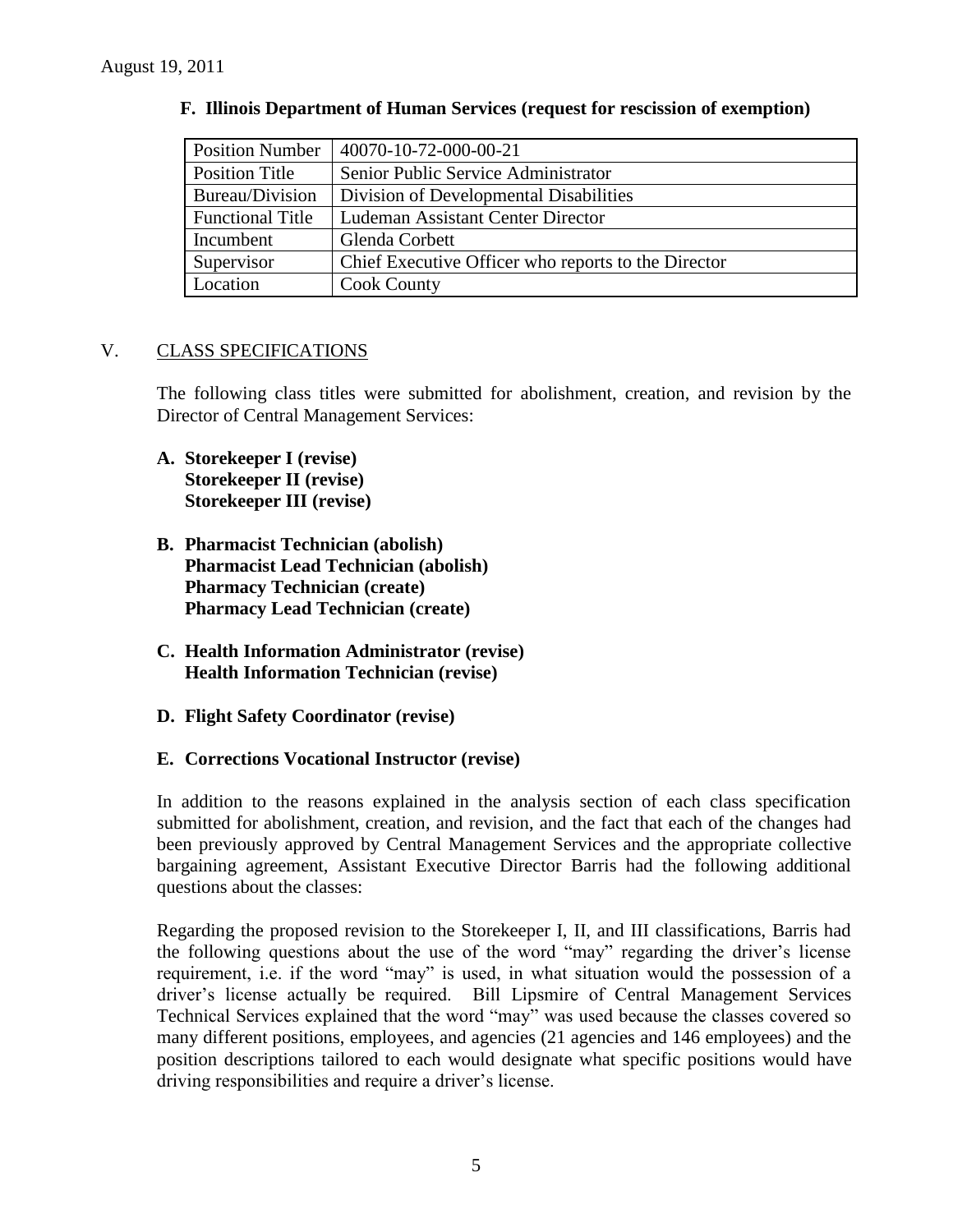August 19, 2011

**F. Illinois Department of Human Services (request for rescission of exemption)**

| Position Number | 40070-10-72-000-00-21 |
| --- | --- |
| Position Title | Senior Public Service Administrator |
| Bureau/Division | Division of Developmental Disabilities |
| Functional Title | Ludeman Assistant Center Director |
| Incumbent | Glenda Corbett |
| Supervisor | Chief Executive Officer who reports to the Director |
| Location | Cook County |

## V. CLASS SPECIFICATIONS

The following class titles were submitted for abolishment, creation, and revision by the Director of Central Management Services:

**A. Storekeeper I (revise)**
**Storekeeper II (revise)**
**Storekeeper III (revise)**

**B. Pharmacist Technician (abolish)**
**Pharmacist Lead Technician (abolish)**
**Pharmacy Technician (create)**
**Pharmacy Lead Technician (create)**

**C. Health Information Administrator (revise)**
**Health Information Technician (revise)**

**D. Flight Safety Coordinator (revise)**

**E. Corrections Vocational Instructor (revise)**

In addition to the reasons explained in the analysis section of each class specification submitted for abolishment, creation, and revision, and the fact that each of the changes had been previously approved by Central Management Services and the appropriate collective bargaining agreement, Assistant Executive Director Barris had the following additional questions about the classes:

Regarding the proposed revision to the Storekeeper I, II, and III classifications, Barris had the following questions about the use of the word "may" regarding the driver's license requirement, i.e. if the word "may" is used, in what situation would the possession of a driver's license actually be required. Bill Lipsmire of Central Management Services Technical Services explained that the word "may" was used because the classes covered so many different positions, employees, and agencies (21 agencies and 146 employees) and the position descriptions tailored to each would designate what specific positions would have driving responsibilities and require a driver's license.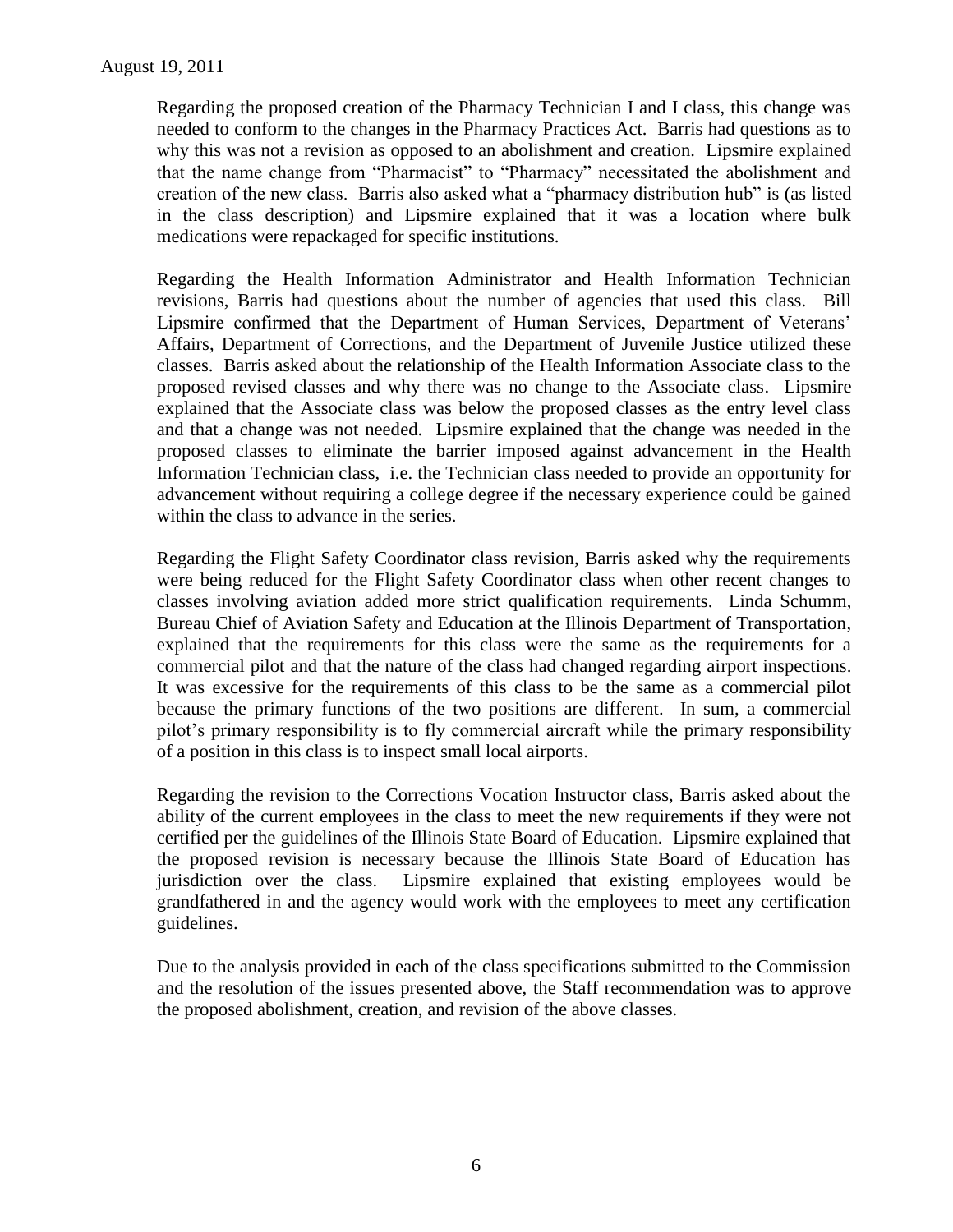Regarding the proposed creation of the Pharmacy Technician I and I class, this change was needed to conform to the changes in the Pharmacy Practices Act. Barris had questions as to why this was not a revision as opposed to an abolishment and creation. Lipsmire explained that the name change from "Pharmacist" to "Pharmacy" necessitated the abolishment and creation of the new class. Barris also asked what a "pharmacy distribution hub" is (as listed in the class description) and Lipsmire explained that it was a location where bulk medications were repackaged for specific institutions.

Regarding the Health Information Administrator and Health Information Technician revisions, Barris had questions about the number of agencies that used this class. Bill Lipsmire confirmed that the Department of Human Services, Department of Veterans' Affairs, Department of Corrections, and the Department of Juvenile Justice utilized these classes. Barris asked about the relationship of the Health Information Associate class to the proposed revised classes and why there was no change to the Associate class. Lipsmire explained that the Associate class was below the proposed classes as the entry level class and that a change was not needed. Lipsmire explained that the change was needed in the proposed classes to eliminate the barrier imposed against advancement in the Health Information Technician class, i.e. the Technician class needed to provide an opportunity for advancement without requiring a college degree if the necessary experience could be gained within the class to advance in the series.

Regarding the Flight Safety Coordinator class revision, Barris asked why the requirements were being reduced for the Flight Safety Coordinator class when other recent changes to classes involving aviation added more strict qualification requirements. Linda Schumm, Bureau Chief of Aviation Safety and Education at the Illinois Department of Transportation, explained that the requirements for this class were the same as the requirements for a commercial pilot and that the nature of the class had changed regarding airport inspections. It was excessive for the requirements of this class to be the same as a commercial pilot because the primary functions of the two positions are different. In sum, a commercial pilot's primary responsibility is to fly commercial aircraft while the primary responsibility of a position in this class is to inspect small local airports.

Regarding the revision to the Corrections Vocation Instructor class, Barris asked about the ability of the current employees in the class to meet the new requirements if they were not certified per the guidelines of the Illinois State Board of Education. Lipsmire explained that the proposed revision is necessary because the Illinois State Board of Education has jurisdiction over the class. Lipsmire explained that existing employees would be grandfathered in and the agency would work with the employees to meet any certification guidelines.

Due to the analysis provided in each of the class specifications submitted to the Commission and the resolution of the issues presented above, the Staff recommendation was to approve the proposed abolishment, creation, and revision of the above classes.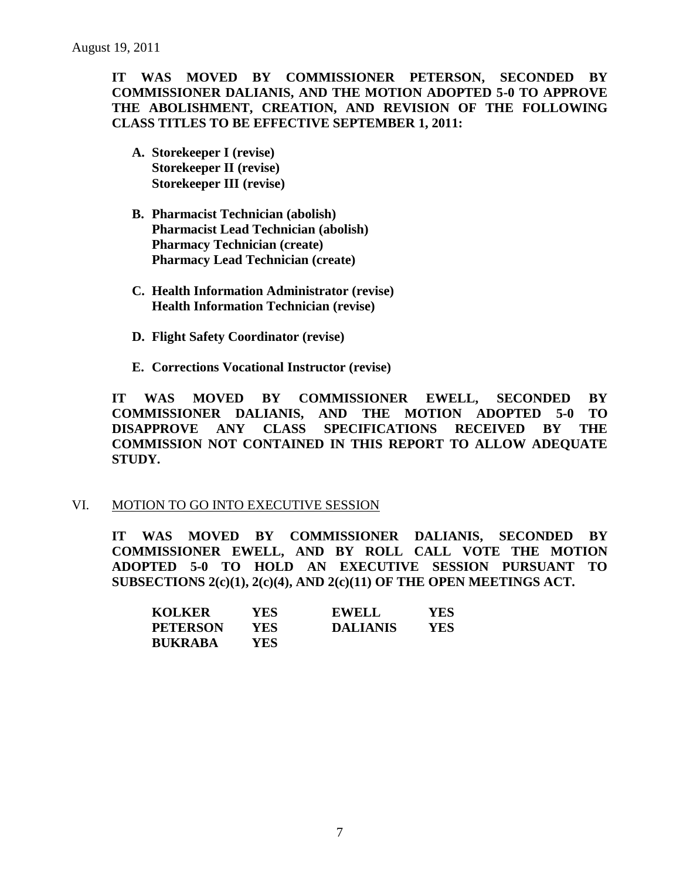August 19, 2011

**IT WAS MOVED BY COMMISSIONER PETERSON, SECONDED BY COMMISSIONER DALIANIS, AND THE MOTION ADOPTED 5-0 TO APPROVE THE ABOLISHMENT, CREATION, AND REVISION OF THE FOLLOWING CLASS TITLES TO BE EFFECTIVE SEPTEMBER 1, 2011:**

- **A. Storekeeper I (revise)**
  **Storekeeper II (revise)**
  **Storekeeper III (revise)**

- **B. Pharmacist Technician (abolish)**
  **Pharmacist Lead Technician (abolish)**
  **Pharmacy Technician (create)**
  **Pharmacy Lead Technician (create)**

- **C. Health Information Administrator (revise)**
  **Health Information Technician (revise)**

- **D. Flight Safety Coordinator (revise)**

- **E. Corrections Vocational Instructor (revise)**

**IT WAS MOVED BY COMMISSIONER EWELL, SECONDED BY COMMISSIONER DALIANIS, AND THE MOTION ADOPTED 5-0 TO DISAPPROVE ANY CLASS SPECIFICATIONS RECEIVED BY THE COMMISSION NOT CONTAINED IN THIS REPORT TO ALLOW ADEQUATE STUDY.**

VI. MOTION TO GO INTO EXECUTIVE SESSION

**IT WAS MOVED BY COMMISSIONER DALIANIS, SECONDED BY COMMISSIONER EWELL, AND BY ROLL CALL VOTE THE MOTION ADOPTED 5-0 TO HOLD AN EXECUTIVE SESSION PURSUANT TO SUBSECTIONS 2(c)(1), 2(c)(4), AND 2(c)(11) OF THE OPEN MEETINGS ACT.**

| | | | |
|---|---|---|---|
| **KOLKER** | **YES** | **EWELL** | **YES** |
| **PETERSON** | **YES** | **DALIANIS** | **YES** |
| **BUKRABA** | **YES** | | |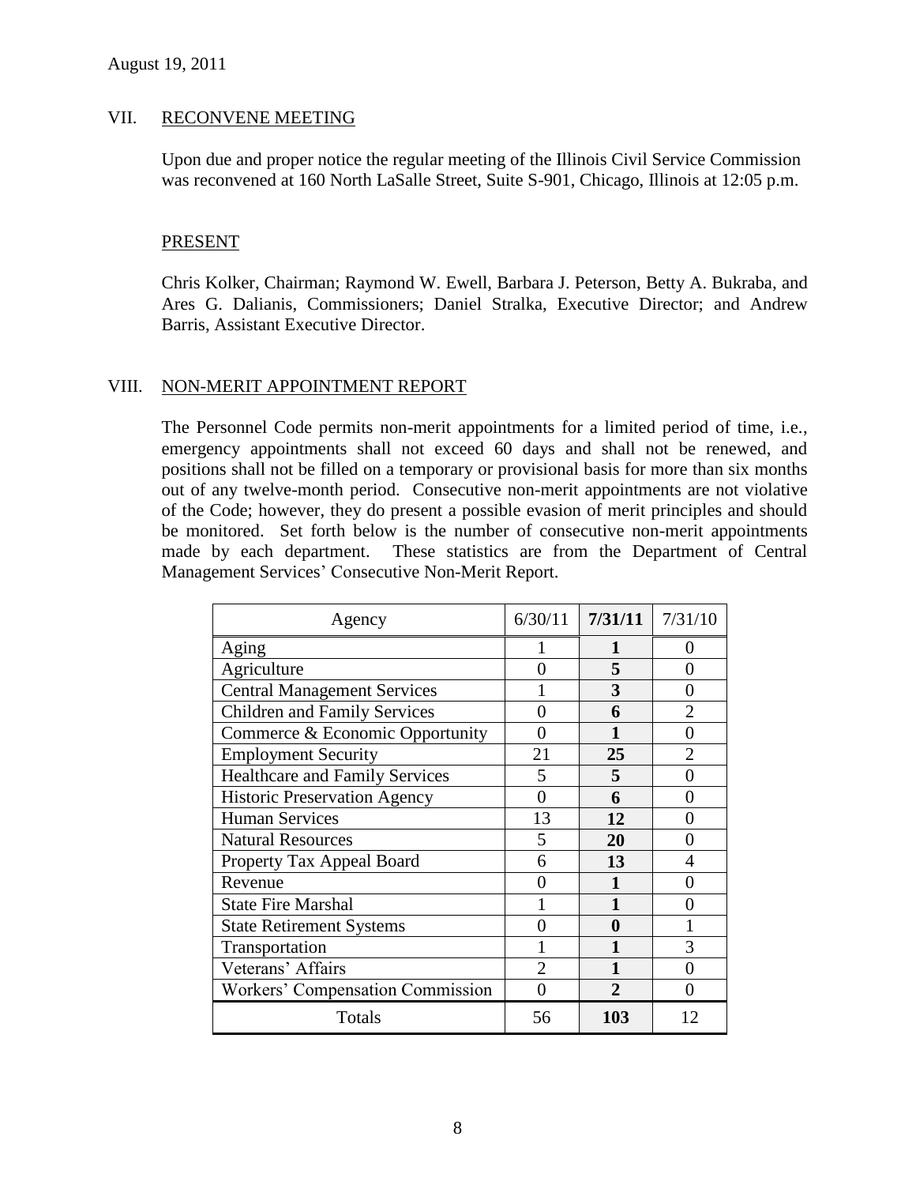## VII. RECONVENE MEETING

Upon due and proper notice the regular meeting of the Illinois Civil Service Commission was reconvened at 160 North LaSalle Street, Suite S-901, Chicago, Illinois at 12:05 p.m.

### PRESENT

Chris Kolker, Chairman; Raymond W. Ewell, Barbara J. Peterson, Betty A. Bukraba, and Ares G. Dalianis, Commissioners; Daniel Stralka, Executive Director; and Andrew Barris, Assistant Executive Director.

## VIII. NON-MERIT APPOINTMENT REPORT

The Personnel Code permits non-merit appointments for a limited period of time, i.e., emergency appointments shall not exceed 60 days and shall not be renewed, and positions shall not be filled on a temporary or provisional basis for more than six months out of any twelve-month period. Consecutive non-merit appointments are not violative of the Code; however, they do present a possible evasion of merit principles and should be monitored. Set forth below is the number of consecutive non-merit appointments made by each department. These statistics are from the Department of Central Management Services' Consecutive Non-Merit Report.

| Agency | 6/30/11 | **7/31/11** | 7/31/10 |
|---|---|---|---|
| Aging | 1 | **1** | 0 |
| Agriculture | 0 | **5** | 0 |
| Central Management Services | 1 | **3** | 0 |
| Children and Family Services | 0 | **6** | 2 |
| Commerce & Economic Opportunity | 0 | **1** | 0 |
| Employment Security | 21 | **25** | 2 |
| Healthcare and Family Services | 5 | **5** | 0 |
| Historic Preservation Agency | 0 | **6** | 0 |
| Human Services | 13 | **12** | 0 |
| Natural Resources | 5 | **20** | 0 |
| Property Tax Appeal Board | 6 | **13** | 4 |
| Revenue | 0 | **1** | 0 |
| State Fire Marshal | 1 | **1** | 0 |
| State Retirement Systems | 0 | **0** | 1 |
| Transportation | 1 | **1** | 3 |
| Veterans' Affairs | 2 | **1** | 0 |
| Workers' Compensation Commission | 0 | **2** | 0 |
| Totals | 56 | **103** | 12 |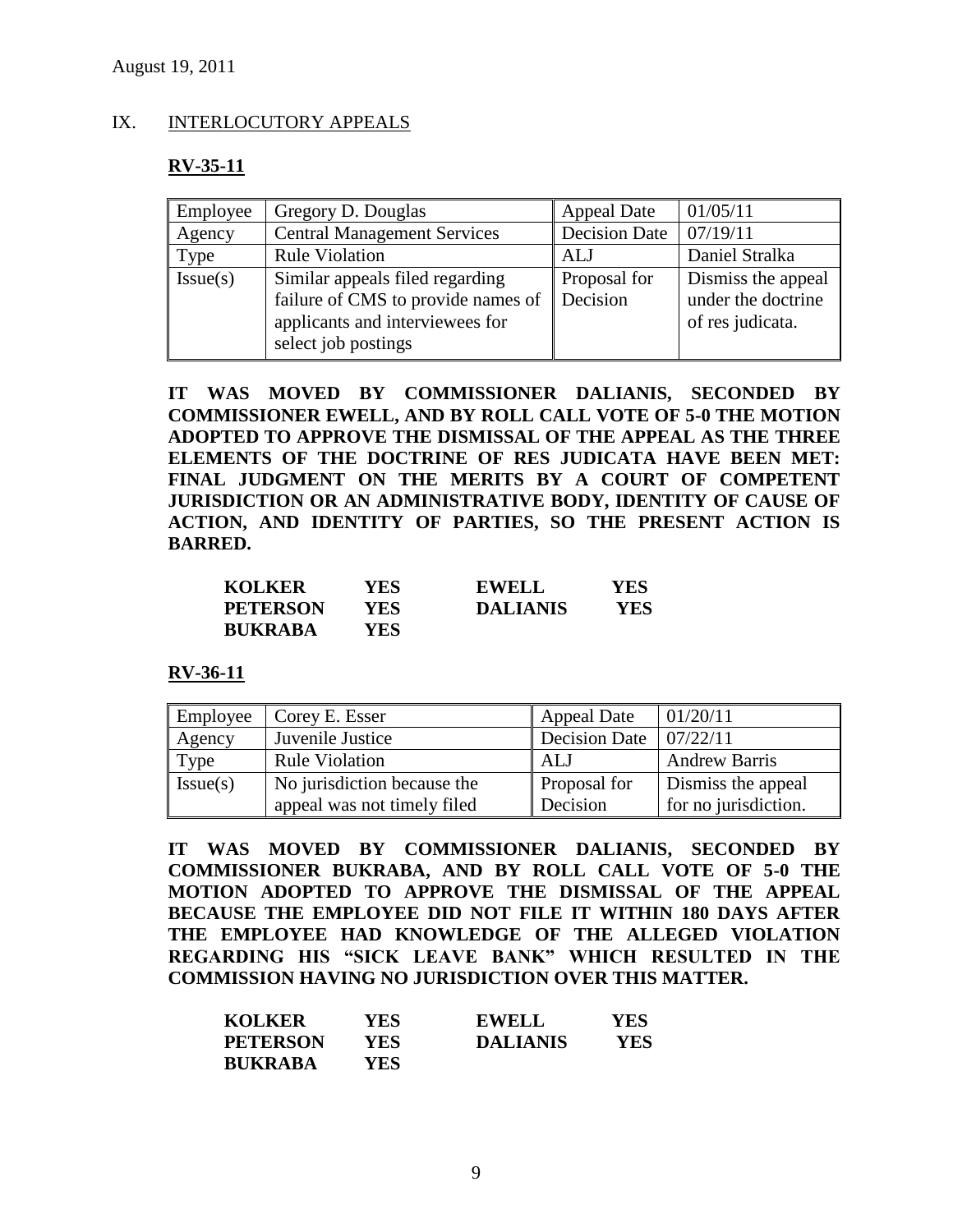## IX. INTERLOCUTORY APPEALS

### RV-35-11

| Employee | Gregory D. Douglas | Appeal Date | 01/05/11 |
|---|---|---|---|
| Agency | Central Management Services | Decision Date | 07/19/11 |
| Type | Rule Violation | ALJ | Daniel Stralka |
| Issue(s) | Similar appeals filed regarding failure of CMS to provide names of applicants and interviewees for select job postings | Proposal for Decision | Dismiss the appeal under the doctrine of res judicata. |

**IT WAS MOVED BY COMMISSIONER DALIANIS, SECONDED BY COMMISSIONER EWELL, AND BY ROLL CALL VOTE OF 5-0 THE MOTION ADOPTED TO APPROVE THE DISMISSAL OF THE APPEAL AS THE THREE ELEMENTS OF THE DOCTRINE OF RES JUDICATA HAVE BEEN MET: FINAL JUDGMENT ON THE MERITS BY A COURT OF COMPETENT JURISDICTION OR AN ADMINISTRATIVE BODY, IDENTITY OF CAUSE OF ACTION, AND IDENTITY OF PARTIES, SO THE PRESENT ACTION IS BARRED.**

| | | | |
|---|---|---|---|
| **KOLKER** | **YES** | **EWELL** | **YES** |
| **PETERSON** | **YES** | **DALIANIS** | **YES** |
| **BUKRABA** | **YES** | | |

### RV-36-11

| Employee | Corey E. Esser | Appeal Date | 01/20/11 |
|---|---|---|---|
| Agency | Juvenile Justice | Decision Date | 07/22/11 |
| Type | Rule Violation | ALJ | Andrew Barris |
| Issue(s) | No jurisdiction because the appeal was not timely filed | Proposal for Decision | Dismiss the appeal for no jurisdiction. |

**IT WAS MOVED BY COMMISSIONER DALIANIS, SECONDED BY COMMISSIONER BUKRABA, AND BY ROLL CALL VOTE OF 5-0 THE MOTION ADOPTED TO APPROVE THE DISMISSAL OF THE APPEAL BECAUSE THE EMPLOYEE DID NOT FILE IT WITHIN 180 DAYS AFTER THE EMPLOYEE HAD KNOWLEDGE OF THE ALLEGED VIOLATION REGARDING HIS "SICK LEAVE BANK" WHICH RESULTED IN THE COMMISSION HAVING NO JURISDICTION OVER THIS MATTER.**

| | | | |
|---|---|---|---|
| **KOLKER** | **YES** | **EWELL** | **YES** |
| **PETERSON** | **YES** | **DALIANIS** | **YES** |
| **BUKRABA** | **YES** | | |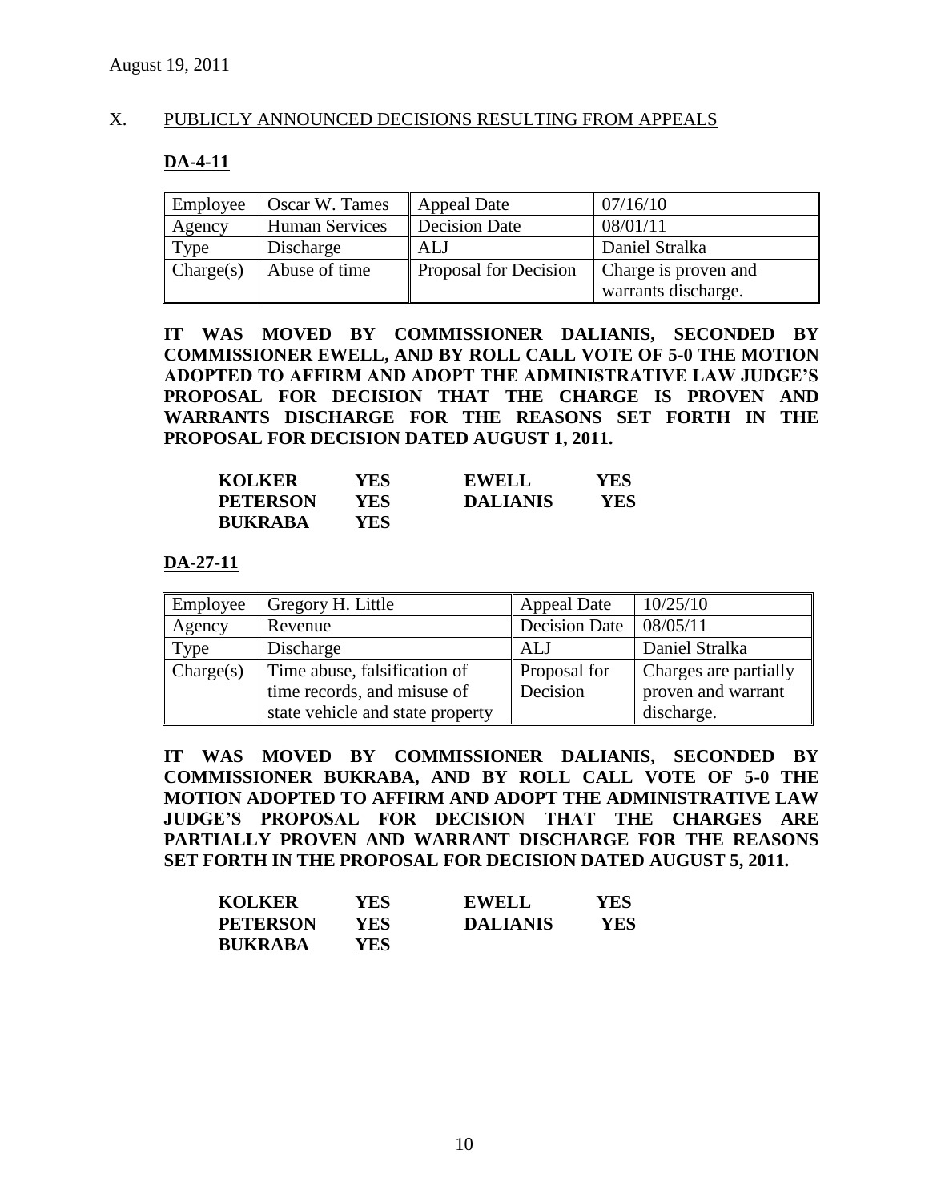August 19, 2011

## X. PUBLICLY ANNOUNCED DECISIONS RESULTING FROM APPEALS

### DA-4-11

| Employee | Oscar W. Tames | Appeal Date | 07/16/10 |
|---|---|---|---|
| Agency | Human Services | Decision Date | 08/01/11 |
| Type | Discharge | ALJ | Daniel Stralka |
| Charge(s) | Abuse of time | Proposal for Decision | Charge is proven and warrants discharge. |

**IT WAS MOVED BY COMMISSIONER DALIANIS, SECONDED BY COMMISSIONER EWELL, AND BY ROLL CALL VOTE OF 5-0 THE MOTION ADOPTED TO AFFIRM AND ADOPT THE ADMINISTRATIVE LAW JUDGE'S PROPOSAL FOR DECISION THAT THE CHARGE IS PROVEN AND WARRANTS DISCHARGE FOR THE REASONS SET FORTH IN THE PROPOSAL FOR DECISION DATED AUGUST 1, 2011.**

| | | | |
|---|---|---|---|
| **KOLKER** | **YES** | **EWELL** | **YES** |
| **PETERSON** | **YES** | **DALIANIS** | **YES** |
| **BUKRABA** | **YES** | | |

### DA-27-11

| Employee | Gregory H. Little | Appeal Date | 10/25/10 |
|---|---|---|---|
| Agency | Revenue | Decision Date | 08/05/11 |
| Type | Discharge | ALJ | Daniel Stralka |
| Charge(s) | Time abuse, falsification of time records, and misuse of state vehicle and state property | Proposal for Decision | Charges are partially proven and warrant discharge. |

**IT WAS MOVED BY COMMISSIONER DALIANIS, SECONDED BY COMMISSIONER BUKRABA, AND BY ROLL CALL VOTE OF 5-0 THE MOTION ADOPTED TO AFFIRM AND ADOPT THE ADMINISTRATIVE LAW JUDGE'S PROPOSAL FOR DECISION THAT THE CHARGES ARE PARTIALLY PROVEN AND WARRANT DISCHARGE FOR THE REASONS SET FORTH IN THE PROPOSAL FOR DECISION DATED AUGUST 5, 2011.**

| | | | |
|---|---|---|---|
| **KOLKER** | **YES** | **EWELL** | **YES** |
| **PETERSON** | **YES** | **DALIANIS** | **YES** |
| **BUKRABA** | **YES** | | |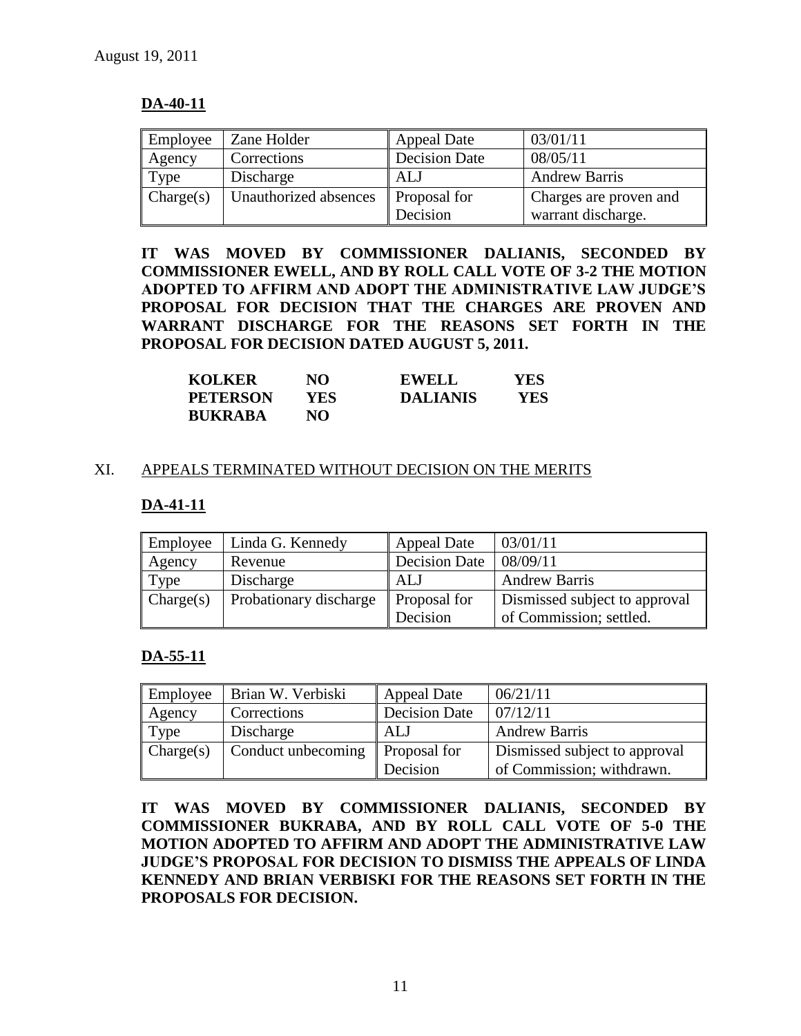August 19, 2011

**DA-40-11**

| Employee | Zane Holder | Appeal Date | 03/01/11 |
|---|---|---|---|
| Agency | Corrections | Decision Date | 08/05/11 |
| Type | Discharge | ALJ | Andrew Barris |
| Charge(s) | Unauthorized absences | Proposal for Decision | Charges are proven and warrant discharge. |

**IT WAS MOVED BY COMMISSIONER DALIANIS, SECONDED BY COMMISSIONER EWELL, AND BY ROLL CALL VOTE OF 3-2 THE MOTION ADOPTED TO AFFIRM AND ADOPT THE ADMINISTRATIVE LAW JUDGE'S PROPOSAL FOR DECISION THAT THE CHARGES ARE PROVEN AND WARRANT DISCHARGE FOR THE REASONS SET FORTH IN THE PROPOSAL FOR DECISION DATED AUGUST 5, 2011.**

| | | | |
|---|---|---|---|
| **KOLKER** | **NO** | **EWELL** | **YES** |
| **PETERSON** | **YES** | **DALIANIS** | **YES** |
| **BUKRABA** | **NO** | | |

XI. APPEALS TERMINATED WITHOUT DECISION ON THE MERITS

**DA-41-11**

| Employee | Linda G. Kennedy | Appeal Date | 03/01/11 |
|---|---|---|---|
| Agency | Revenue | Decision Date | 08/09/11 |
| Type | Discharge | ALJ | Andrew Barris |
| Charge(s) | Probationary discharge | Proposal for Decision | Dismissed subject to approval of Commission; settled. |

**DA-55-11**

| Employee | Brian W. Verbiski | Appeal Date | 06/21/11 |
|---|---|---|---|
| Agency | Corrections | Decision Date | 07/12/11 |
| Type | Discharge | ALJ | Andrew Barris |
| Charge(s) | Conduct unbecoming | Proposal for Decision | Dismissed subject to approval of Commission; withdrawn. |

**IT WAS MOVED BY COMMISSIONER DALIANIS, SECONDED BY COMMISSIONER BUKRABA, AND BY ROLL CALL VOTE OF 5-0 THE MOTION ADOPTED TO AFFIRM AND ADOPT THE ADMINISTRATIVE LAW JUDGE'S PROPOSAL FOR DECISION TO DISMISS THE APPEALS OF LINDA KENNEDY AND BRIAN VERBISKI FOR THE REASONS SET FORTH IN THE PROPOSALS FOR DECISION.**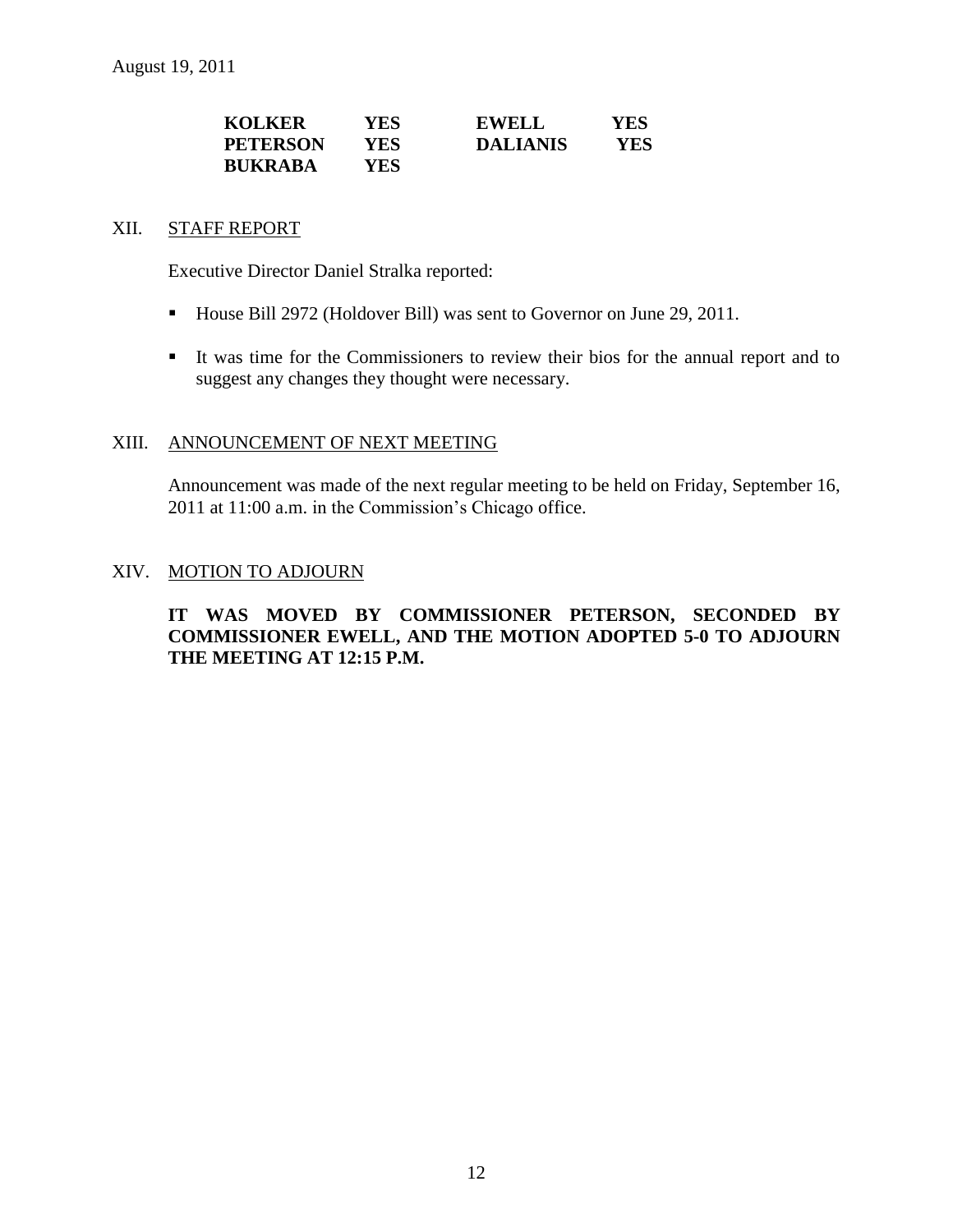| | | | |
|---|---|---|---|
| **KOLKER** | **YES** | **EWELL** | **YES** |
| **PETERSON** | **YES** | **DALIANIS** | **YES** |
| **BUKRABA** | **YES** | | |

## XII. STAFF REPORT

Executive Director Daniel Stralka reported:

- House Bill 2972 (Holdover Bill) was sent to Governor on June 29, 2011.
- It was time for the Commissioners to review their bios for the annual report and to suggest any changes they thought were necessary.

## XIII. ANNOUNCEMENT OF NEXT MEETING

Announcement was made of the next regular meeting to be held on Friday, September 16, 2011 at 11:00 a.m. in the Commission's Chicago office.

## XIV. MOTION TO ADJOURN

**IT WAS MOVED BY COMMISSIONER PETERSON, SECONDED BY COMMISSIONER EWELL, AND THE MOTION ADOPTED 5-0 TO ADJOURN THE MEETING AT 12:15 P.M.**